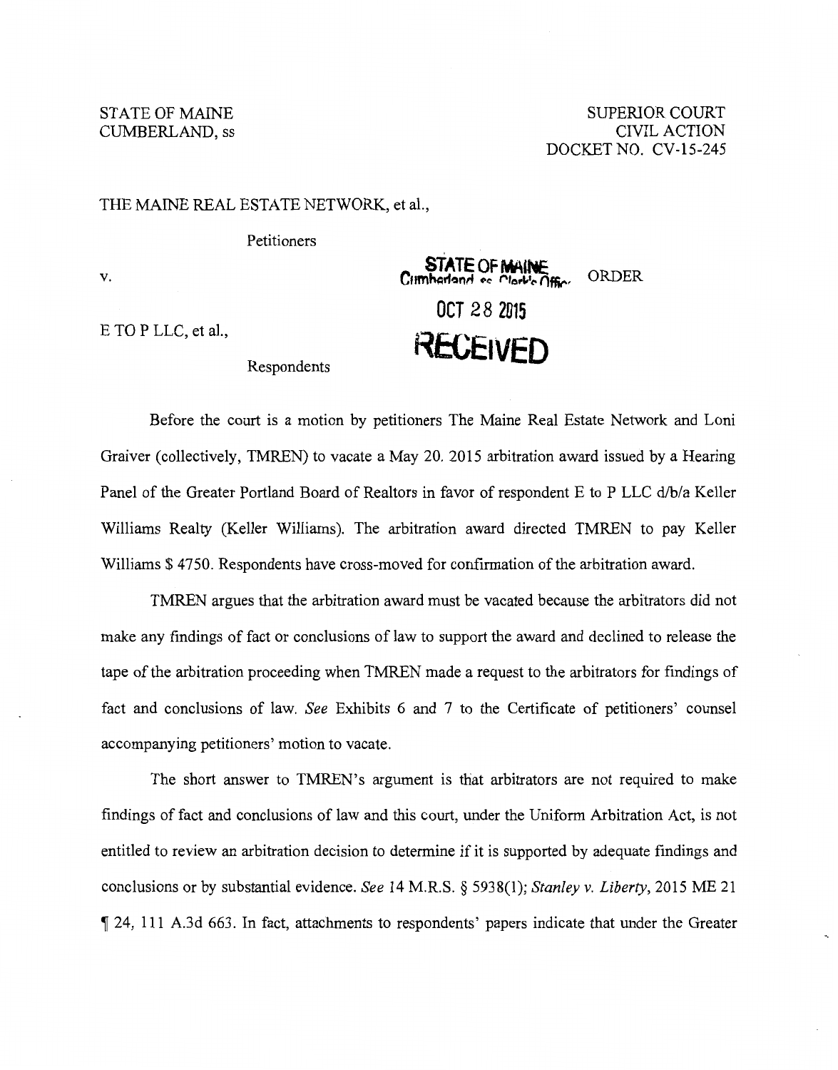STATE OF MAINE
CUMBERLAND, ss

SUPERIOR COURT
CIVIL ACTION
DOCKET NO. CV-15-245

THE MAINE REAL ESTATE NETWORK, et al.,

Petitioners

v.

ORDER

STATE OF MAINE
Cumberland ss Clerk's Office

OCT 28 2015

RECEIVED

E TO P LLC, et al.,

Respondents

Before the court is a motion by petitioners The Maine Real Estate Network and Loni Graiver (collectively, TMREN) to vacate a May 20. 2015 arbitration award issued by a Hearing Panel of the Greater Portland Board of Realtors in favor of respondent E to P LLC d/b/a Keller Williams Realty (Keller Williams). The arbitration award directed TMREN to pay Keller Williams $ 4750. Respondents have cross-moved for confirmation of the arbitration award.

TMREN argues that the arbitration award must be vacated because the arbitrators did not make any findings of fact or conclusions of law to support the award and declined to release the tape of the arbitration proceeding when TMREN made a request to the arbitrators for findings of fact and conclusions of law. *See* Exhibits 6 and 7 to the Certificate of petitioners' counsel accompanying petitioners' motion to vacate.

The short answer to TMREN's argument is that arbitrators are not required to make findings of fact and conclusions of law and this court, under the Uniform Arbitration Act, is not entitled to review an arbitration decision to determine if it is supported by adequate findings and conclusions or by substantial evidence. *See* 14 M.R.S. § 5938(1); *Stanley v. Liberty*, 2015 ME 21 ¶ 24, 111 A.3d 663. In fact, attachments to respondents' papers indicate that under the Greater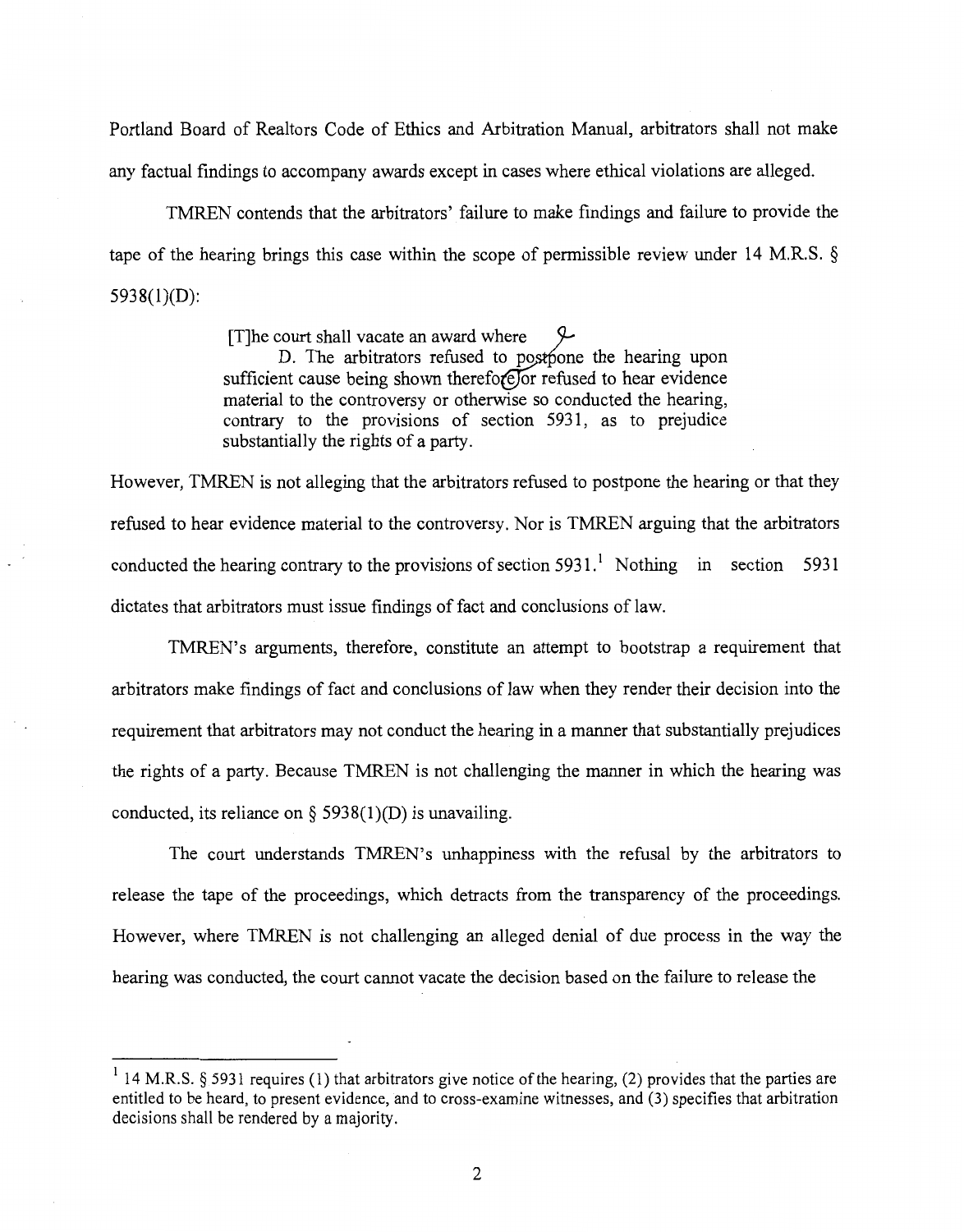Portland Board of Realtors Code of Ethics and Arbitration Manual, arbitrators shall not make any factual findings to accompany awards except in cases where ethical violations are alleged.

TMREN contends that the arbitrators' failure to make findings and failure to provide the tape of the hearing brings this case within the scope of permissible review under 14 M.R.S. § 5938(1)(D):

> [T]he court shall vacate an award where
>
> D. The arbitrators refused to postpone the hearing upon sufficient cause being shown therefore or refused to hear evidence material to the controversy or otherwise so conducted the hearing, contrary to the provisions of section 5931, as to prejudice substantially the rights of a party.

However, TMREN is not alleging that the arbitrators refused to postpone the hearing or that they refused to hear evidence material to the controversy. Nor is TMREN arguing that the arbitrators conducted the hearing contrary to the provisions of section 5931.[1] Nothing in section 5931 dictates that arbitrators must issue findings of fact and conclusions of law.

TMREN's arguments, therefore, constitute an attempt to bootstrap a requirement that arbitrators make findings of fact and conclusions of law when they render their decision into the requirement that arbitrators may not conduct the hearing in a manner that substantially prejudices the rights of a party. Because TMREN is not challenging the manner in which the hearing was conducted, its reliance on § 5938(1)(D) is unavailing.

The court understands TMREN's unhappiness with the refusal by the arbitrators to release the tape of the proceedings, which detracts from the transparency of the proceedings. However, where TMREN is not challenging an alleged denial of due process in the way the hearing was conducted, the court cannot vacate the decision based on the failure to release the

[1] 14 M.R.S. § 5931 requires (1) that arbitrators give notice of the hearing, (2) provides that the parties are entitled to be heard, to present evidence, and to cross-examine witnesses, and (3) specifies that arbitration decisions shall be rendered by a majority.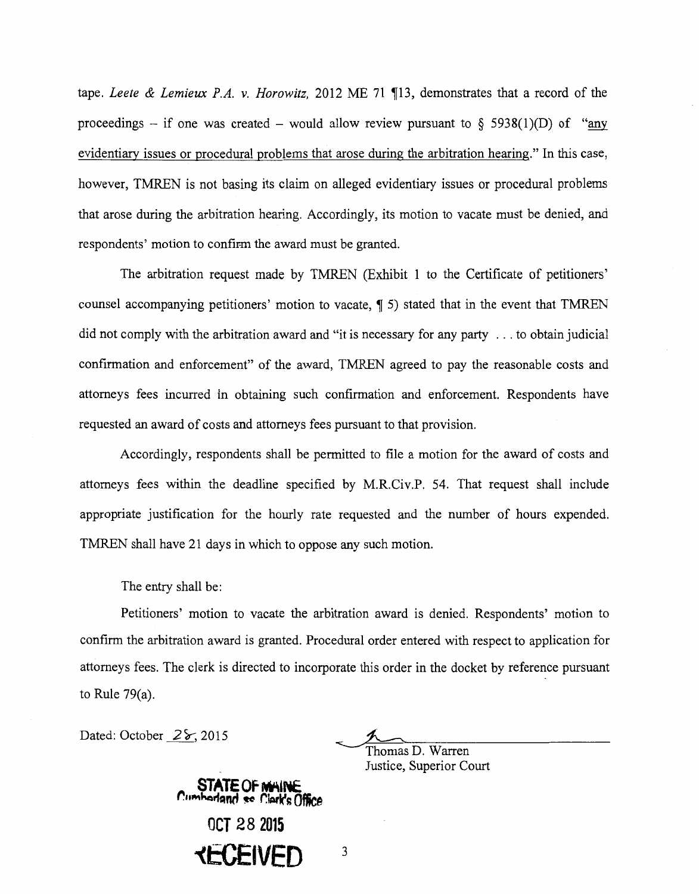tape. *Leete & Lemieux P.A. v. Horowitz,* 2012 ME 71 ¶13, demonstrates that a record of the proceedings – if one was created – would allow review pursuant to § 5938(1)(D) of "any evidentiary issues or procedural problems that arose during the arbitration hearing." In this case, however, TMREN is not basing its claim on alleged evidentiary issues or procedural problems that arose during the arbitration hearing. Accordingly, its motion to vacate must be denied, and respondents' motion to confirm the award must be granted.

The arbitration request made by TMREN (Exhibit 1 to the Certificate of petitioners' counsel accompanying petitioners' motion to vacate, ¶ 5) stated that in the event that TMREN did not comply with the arbitration award and "it is necessary for any party . . . to obtain judicial confirmation and enforcement" of the award, TMREN agreed to pay the reasonable costs and attorneys fees incurred in obtaining such confirmation and enforcement. Respondents have requested an award of costs and attorneys fees pursuant to that provision.

Accordingly, respondents shall be permitted to file a motion for the award of costs and attorneys fees within the deadline specified by M.R.Civ.P. 54. That request shall include appropriate justification for the hourly rate requested and the number of hours expended. TMREN shall have 21 days in which to oppose any such motion.

The entry shall be:

Petitioners' motion to vacate the arbitration award is denied. Respondents' motion to confirm the arbitration award is granted. Procedural order entered with respect to application for attorneys fees. The clerk is directed to incorporate this order in the docket by reference pursuant to Rule 79(a).

Dated: October 28, 2015

Thomas D. Warren
Justice, Superior Court

STATE OF MAINE
Cumberland ss Clerk's Office
OCT 28 2015
RECEIVED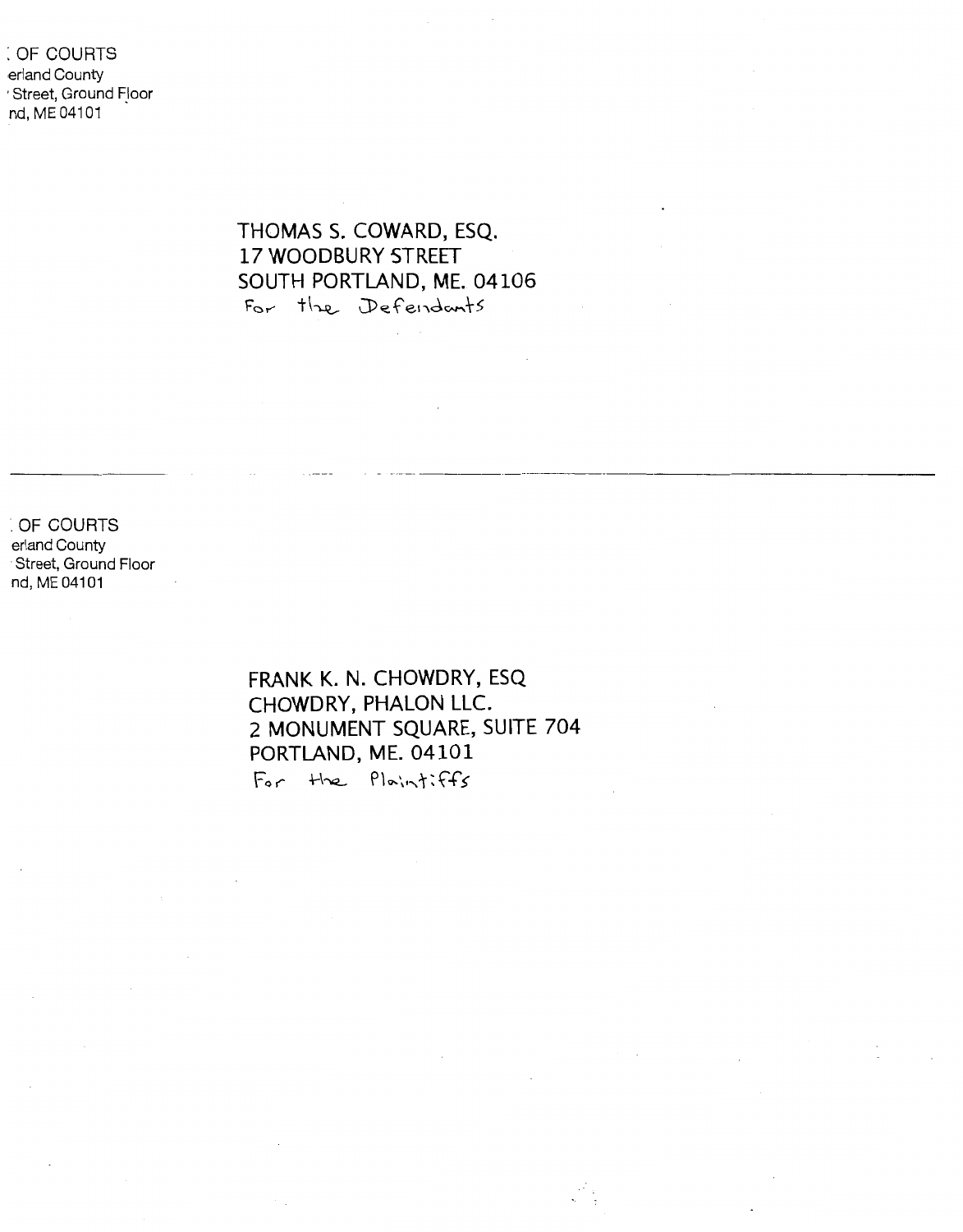: OF COURTS
erland County
' Street, Ground Floor
nd, ME 04101

THOMAS S. COWARD, ESQ.
17 WOODBURY STREET
SOUTH PORTLAND, ME. 04106
For the Defendants

---

: OF COURTS
erland County
' Street, Ground Floor
nd, ME 04101

FRANK K. N. CHOWDRY, ESQ
CHOWDRY, PHALON LLC.
2 MONUMENT SQUARE, SUITE 704
PORTLAND, ME. 04101
For the Plaintiffs